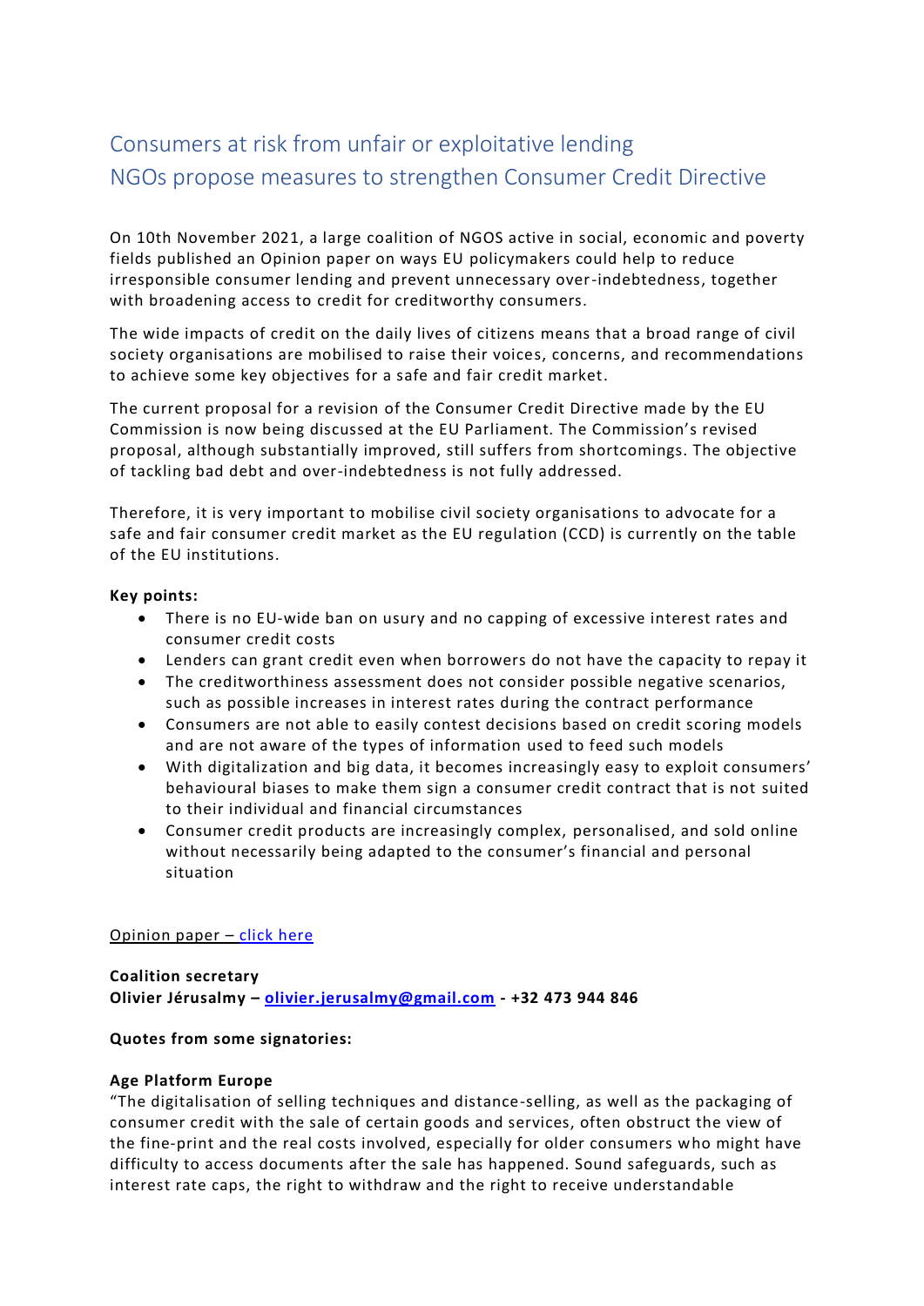# Consumers at risk from unfair or exploitative lending
# NGOs propose measures to strengthen Consumer Credit Directive

On 10th November 2021, a large coalition of NGOS active in social, economic and poverty fields published an Opinion paper on ways EU policymakers could help to reduce irresponsible consumer lending and prevent unnecessary over-indebtedness, together with broadening access to credit for creditworthy consumers.

The wide impacts of credit on the daily lives of citizens means that a broad range of civil society organisations are mobilised to raise their voices, concerns, and recommendations to achieve some key objectives for a safe and fair credit market.

The current proposal for a revision of the Consumer Credit Directive made by the EU Commission is now being discussed at the EU Parliament. The Commission's revised proposal, although substantially improved, still suffers from shortcomings. The objective of tackling bad debt and over-indebtedness is not fully addressed.

Therefore, it is very important to mobilise civil society organisations to advocate for a safe and fair consumer credit market as the EU regulation (CCD) is currently on the table of the EU institutions.

**Key points:**

- There is no EU-wide ban on usury and no capping of excessive interest rates and consumer credit costs
- Lenders can grant credit even when borrowers do not have the capacity to repay it
- The creditworthiness assessment does not consider possible negative scenarios, such as possible increases in interest rates during the contract performance
- Consumers are not able to easily contest decisions based on credit scoring models and are not aware of the types of information used to feed such models
- With digitalization and big data, it becomes increasingly easy to exploit consumers' behavioural biases to make them sign a consumer credit contract that is not suited to their individual and financial circumstances
- Consumer credit products are increasingly complex, personalised, and sold online without necessarily being adapted to the consumer's financial and personal situation

Opinion paper – [click here]

**Coalition secretary**
**Olivier Jérusalmy – olivier.jerusalmy@gmail.com - +32 473 944 846**

**Quotes from some signatories:**

**Age Platform Europe**
"The digitalisation of selling techniques and distance-selling, as well as the packaging of consumer credit with the sale of certain goods and services, often obstruct the view of the fine-print and the real costs involved, especially for older consumers who might have difficulty to access documents after the sale has happened. Sound safeguards, such as interest rate caps, the right to withdraw and the right to receive understandable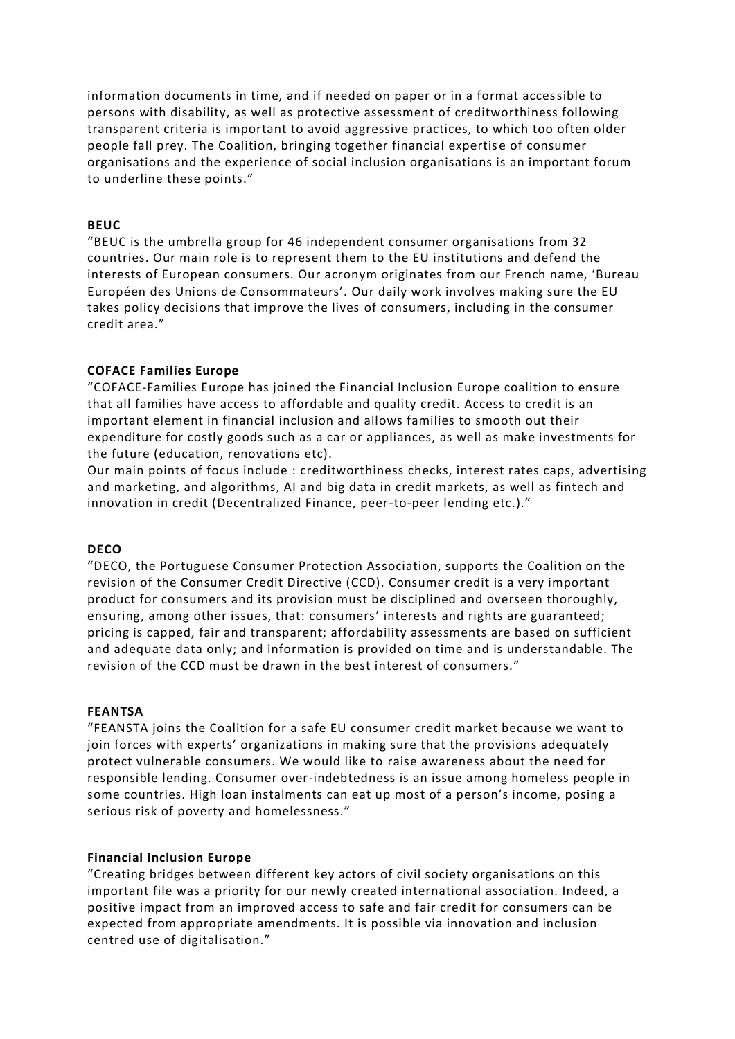information documents in time, and if needed on paper or in a format accessible to persons with disability, as well as protective assessment of creditworthiness following transparent criteria is important to avoid aggressive practices, to which too often older people fall prey. The Coalition, bringing together financial expertise of consumer organisations and the experience of social inclusion organisations is an important forum to underline these points."

**BEUC**

"BEUC is the umbrella group for 46 independent consumer organisations from 32 countries. Our main role is to represent them to the EU institutions and defend the interests of European consumers. Our acronym originates from our French name, 'Bureau Européen des Unions de Consommateurs'. Our daily work involves making sure the EU takes policy decisions that improve the lives of consumers, including in the consumer credit area."

**COFACE Families Europe**

"COFACE-Families Europe has joined the Financial Inclusion Europe coalition to ensure that all families have access to affordable and quality credit. Access to credit is an important element in financial inclusion and allows families to smooth out their expenditure for costly goods such as a car or appliances, as well as make investments for the future (education, renovations etc).

Our main points of focus include : creditworthiness checks, interest rates caps, advertising and marketing, and algorithms, AI and big data in credit markets, as well as fintech and innovation in credit (Decentralized Finance, peer-to-peer lending etc.)."

**DECO**

"DECO, the Portuguese Consumer Protection Association, supports the Coalition on the revision of the Consumer Credit Directive (CCD). Consumer credit is a very important product for consumers and its provision must be disciplined and overseen thoroughly, ensuring, among other issues, that: consumers' interests and rights are guaranteed; pricing is capped, fair and transparent; affordability assessments are based on sufficient and adequate data only; and information is provided on time and is understandable. The revision of the CCD must be drawn in the best interest of consumers."

**FEANTSA**

"FEANSTA joins the Coalition for a safe EU consumer credit market because we want to join forces with experts' organizations in making sure that the provisions adequately protect vulnerable consumers. We would like to raise awareness about the need for responsible lending. Consumer over-indebtedness is an issue among homeless people in some countries. High loan instalments can eat up most of a person's income, posing a serious risk of poverty and homelessness."

**Financial Inclusion Europe**

"Creating bridges between different key actors of civil society organisations on this important file was a priority for our newly created international association. Indeed, a positive impact from an improved access to safe and fair credit for consumers can be expected from appropriate amendments. It is possible via innovation and inclusion centred use of digitalisation."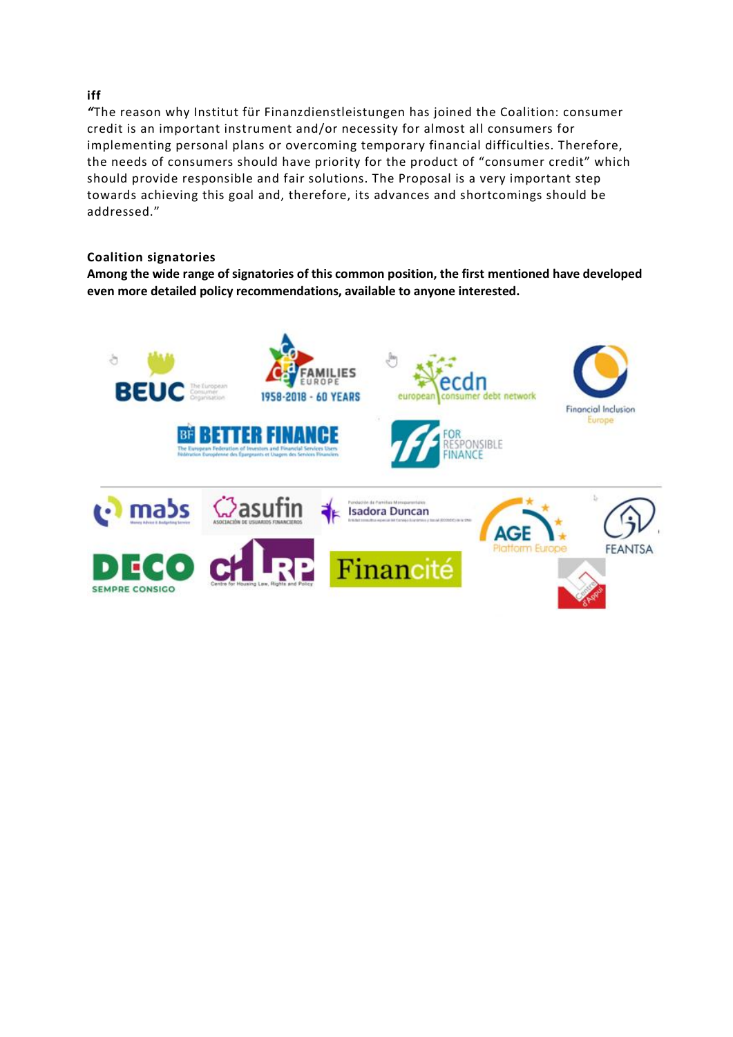**iff**

*"*The reason why Institut für Finanzdienstleistungen has joined the Coalition: consumer credit is an important instrument and/or necessity for almost all consumers for implementing personal plans or overcoming temporary financial difficulties. Therefore, the needs of consumers should have priority for the product of "consumer credit" which should provide responsible and fair solutions. The Proposal is a very important step towards achieving this goal and, therefore, its advances and shortcomings should be addressed."

**Coalition signatories**

**Among the wide range of signatories of this common position, the first mentioned have developed even more detailed policy recommendations, available to anyone interested.**